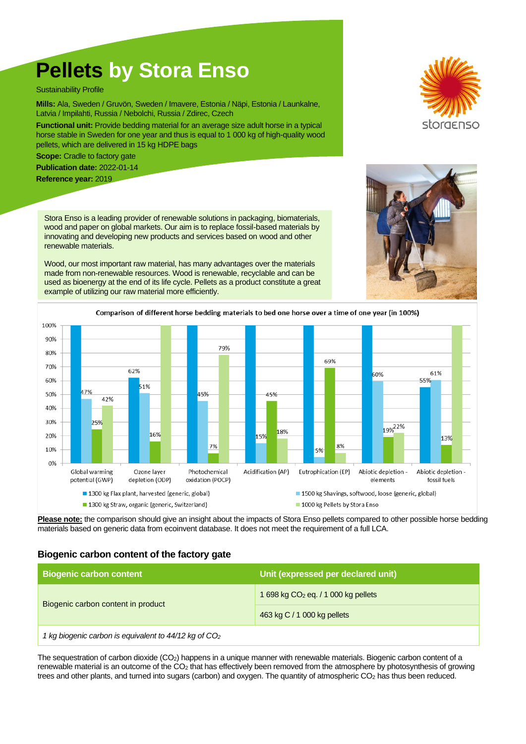# **Pellets** by Stora Enso

Sustainability Profile

**Mills:** Ala, Sweden / Gruvön, Sweden / Imavere, Estonia / Näpi, Estonia / Launkalne, Latvia / Impilahti, Russia / Nebolchi, Russia / Zdirec, Czech

**Functional unit:** Provide bedding material for an average size adult horse in a typical horse stable in Sweden for one year and thus is equal to 1 000 kg of high-quality wood pellets, which are delivered in 15 kg HDPE bags

**Scope:** Cradle to factory gate

**Publication date:** 2022-01-14

**Reference year:** 2019

Stora Enso is a leading provider of renewable solutions in packaging, biomaterials, wood and paper on global markets. Our aim is to replace fossil-based materials by innovating and developing new products and services based on wood and other renewable materials.

Wood, our most important raw material, has many advantages over the materials made from non-renewable resources. Wood is renewable, recyclable and can be used as bioenergy at the end of its life cycle. Pellets as a product constitute a great example of utilizing our raw material more efficiently.

**Comparison of different horse bedding materials to bed one horse over a time of one year (in 100%)**

| Impact category | 1300 kg Flax plant, harvested {generic, global} | 1500 kg Shavings, softwood, loose {generic, global} | 1300 kg Straw, organic {generic, Switzerland} | 1000 kg Pellets by Stora Enso |
|---|---|---|---|---|
| Global warming potential (GWP) | 100% | 47% | 25% | 42% |
| Ozone layer depletion (ODP) | 62% | 51% | 16% | 100% |
| Photochemical oxidation (POCP) | 100% | 45% | 7% | 79% |
| Acidification (AP) | 100% | 15% | 45% | 18% |
| Eutrophication (EP) | 100% | 5% | 69% | 8% |
| Abiotic depletion - elements | 100% | 60% | 19% | 22% |
| Abiotic depletion - fossil fuels | 55% | 61% | 13% | 100% |

**Please note:** the comparison should give an insight about the impacts of Stora Enso pellets compared to other possible horse bedding materials based on generic data from ecoinvent database. It does not meet the requirement of a full LCA.

## Biogenic carbon content of the factory gate

| Biogenic carbon content | Unit (expressed per declared unit) |
|---|---|
| Biogenic carbon content in product | 1 698 kg $CO_2$ eq. / 1 000 kg pellets |
| | 463 kg C / 1 000 kg pellets |

*1 kg biogenic carbon is equivalent to 44/12 kg of $CO_2$*

The sequestration of carbon dioxide ($CO_2$) happens in a unique manner with renewable materials. Biogenic carbon content of a renewable material is an outcome of the $CO_2$ that has effectively been removed from the atmosphere by photosynthesis of growing trees and other plants, and turned into sugars (carbon) and oxygen. The quantity of atmospheric $CO_2$ has thus been reduced.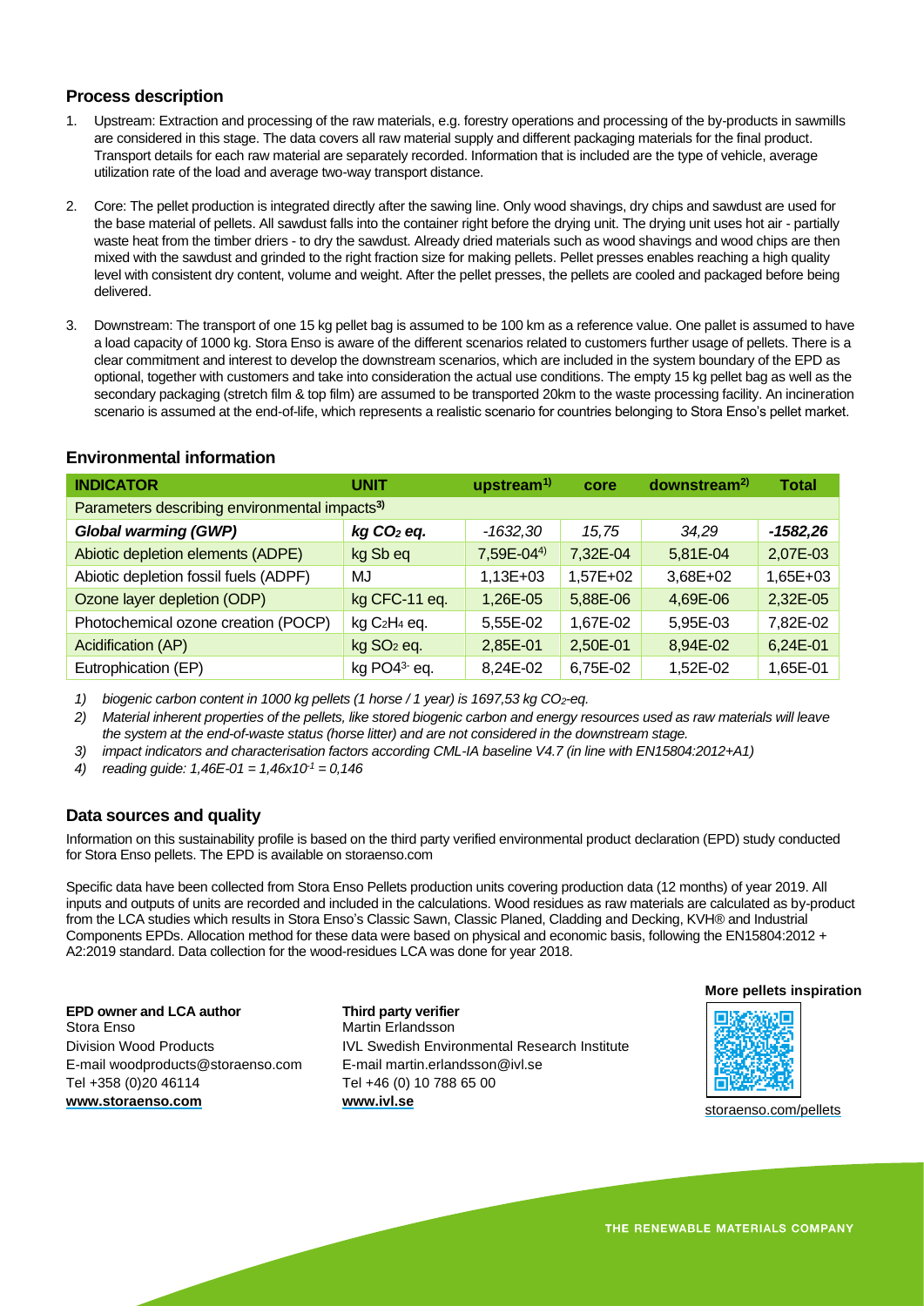## Process description

1. Upstream: Extraction and processing of the raw materials, e.g. forestry operations and processing of the by-products in sawmills are considered in this stage. The data covers all raw material supply and different packaging materials for the final product. Transport details for each raw material are separately recorded. Information that is included are the type of vehicle, average utilization rate of the load and average two-way transport distance.

2. Core: The pellet production is integrated directly after the sawing line. Only wood shavings, dry chips and sawdust are used for the base material of pellets. All sawdust falls into the container right before the drying unit. The drying unit uses hot air - partially waste heat from the timber driers - to dry the sawdust. Already dried materials such as wood shavings and wood chips are then mixed with the sawdust and grinded to the right fraction size for making pellets. Pellet presses enables reaching a high quality level with consistent dry content, volume and weight. After the pellet presses, the pellets are cooled and packaged before being delivered.

3. Downstream: The transport of one 15 kg pellet bag is assumed to be 100 km as a reference value. One pallet is assumed to have a load capacity of 1000 kg. Stora Enso is aware of the different scenarios related to customers further usage of pellets. There is a clear commitment and interest to develop the downstream scenarios, which are included in the system boundary of the EPD as optional, together with customers and take into consideration the actual use conditions. The empty 15 kg pellet bag as well as the secondary packaging (stretch film & top film) are assumed to be transported 20km to the waste processing facility. An incineration scenario is assumed at the end-of-life, which represents a realistic scenario for countries belonging to Stora Enso's pellet market.

## Environmental information

| INDICATOR | UNIT | upstream[1] | core | downstream[2] | Total |
|---|---|---|---|---|---|
| Parameters describing environmental impacts[3] | | | | | |
| ***Global warming (GWP)*** | ***kg $CO_2$ eq.*** | *-1632,30* | *15,75* | *34,29* | ***-1582,26*** |
| Abiotic depletion elements (ADPE) | kg Sb eq | 7,59E-04[4] | 7,32E-04 | 5,81E-04 | 2,07E-03 |
| Abiotic depletion fossil fuels (ADPF) | MJ | 1,13E+03 | 1,57E+02 | 3,68E+02 | 1,65E+03 |
| Ozone layer depletion (ODP) | kg CFC-11 eq. | 1,26E-05 | 5,88E-06 | 4,69E-06 | 2,32E-05 |
| Photochemical ozone creation (POCP) | kg $C_2H_4$ eq. | 5,55E-02 | 1,67E-02 | 5,95E-03 | 7,82E-02 |
| Acidification (AP) | kg $SO_2$ eq. | 2,85E-01 | 2,50E-01 | 8,94E-02 | 6,24E-01 |
| Eutrophication (EP) | kg $PO4^{3-}$ eq. | 8,24E-02 | 6,75E-02 | 1,52E-02 | 1,65E-01 |

1) *biogenic carbon content in 1000 kg pellets (1 horse / 1 year) is 1697,53 kg $CO_2$-eq.*
2) *Material inherent properties of the pellets, like stored biogenic carbon and energy resources used as raw materials will leave the system at the end-of-waste status (horse litter) and are not considered in the downstream stage.*
3) *impact indicators and characterisation factors according CML-IA baseline V4.7 (in line with EN15804:2012+A1)*
4) *reading guide: 1,46E-01 = $1,46x10^{-1}$ = 0,146*

## Data sources and quality

Information on this sustainability profile is based on the third party verified environmental product declaration (EPD) study conducted for Stora Enso pellets. The EPD is available on storaenso.com

Specific data have been collected from Stora Enso Pellets production units covering production data (12 months) of year 2019. All inputs and outputs of units are recorded and included in the calculations. Wood residues as raw materials are calculated as by-product from the LCA studies which results in Stora Enso's Classic Sawn, Classic Planed, Cladding and Decking, KVH® and Industrial Components EPDs. Allocation method for these data were based on physical and economic basis, following the EN15804:2012 + A2:2019 standard. Data collection for the wood-residues LCA was done for year 2018.

**EPD owner and LCA author**
Stora Enso
Division Wood Products
E-mail woodproducts@storaenso.com
Tel +358 (0)20 46114
**www.storaenso.com**

**Third party verifier**
Martin Erlandsson
IVL Swedish Environmental Research Institute
E-mail martin.erlandsson@ivl.se
Tel +46 (0) 10 788 65 00
**www.ivl.se**

**More pellets inspiration**
storaenso.com/pellets

THE RENEWABLE MATERIALS COMPANY